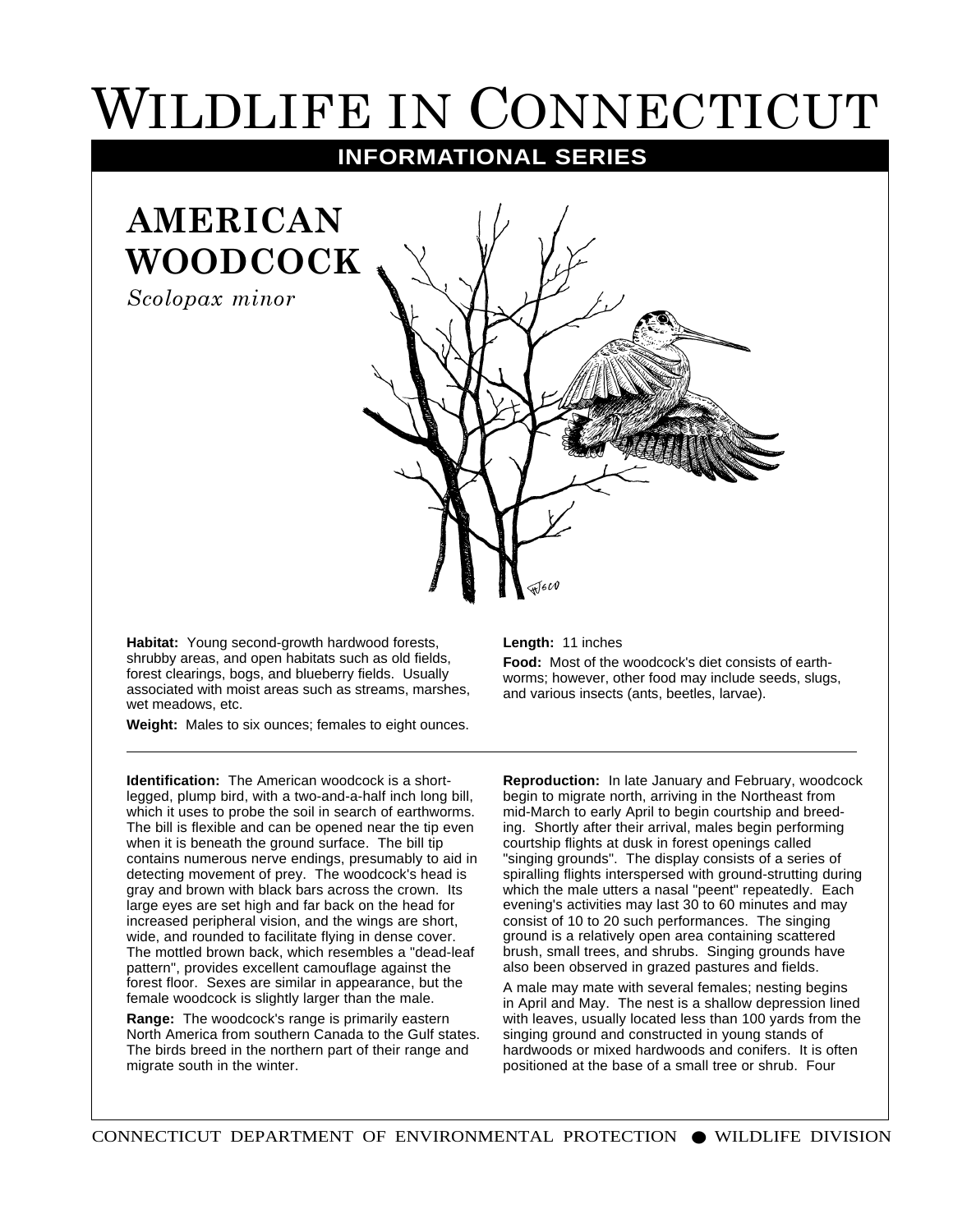# Wildlife in Connecticut

## INFORMATIONAL SERIES

## AMERICAN WOODCOCK

*Scolopax minor*

**Habitat:** Young second-growth hardwood forests, shrubby areas, and open habitats such as old fields, forest clearings, bogs, and blueberry fields. Usually associated with moist areas such as streams, marshes, wet meadows, etc.

**Weight:** Males to six ounces; females to eight ounces.

**Length:** 11 inches

**Food:** Most of the woodcock's diet consists of earthworms; however, other food may include seeds, slugs, and various insects (ants, beetles, larvae).

---

**Identification:** The American woodcock is a short-legged, plump bird, with a two-and-a-half inch long bill, which it uses to probe the soil in search of earthworms. The bill is flexible and can be opened near the tip even when it is beneath the ground surface. The bill tip contains numerous nerve endings, presumably to aid in detecting movement of prey. The woodcock's head is gray and brown with black bars across the crown. Its large eyes are set high and far back on the head for increased peripheral vision, and the wings are short, wide, and rounded to facilitate flying in dense cover. The mottled brown back, which resembles a "dead-leaf pattern", provides excellent camouflage against the forest floor. Sexes are similar in appearance, but the female woodcock is slightly larger than the male.

**Range:** The woodcock's range is primarily eastern North America from southern Canada to the Gulf states. The birds breed in the northern part of their range and migrate south in the winter.

**Reproduction:** In late January and February, woodcock begin to migrate north, arriving in the Northeast from mid-March to early April to begin courtship and breeding. Shortly after their arrival, males begin performing courtship flights at dusk in forest openings called "singing grounds". The display consists of a series of spiralling flights interspersed with ground-strutting during which the male utters a nasal "peent" repeatedly. Each evening's activities may last 30 to 60 minutes and may consist of 10 to 20 such performances. The singing ground is a relatively open area containing scattered brush, small trees, and shrubs. Singing grounds have also been observed in grazed pastures and fields.

A male may mate with several females; nesting begins in April and May. The nest is a shallow depression lined with leaves, usually located less than 100 yards from the singing ground and constructed in young stands of hardwoods or mixed hardwoods and conifers. It is often positioned at the base of a small tree or shrub. Four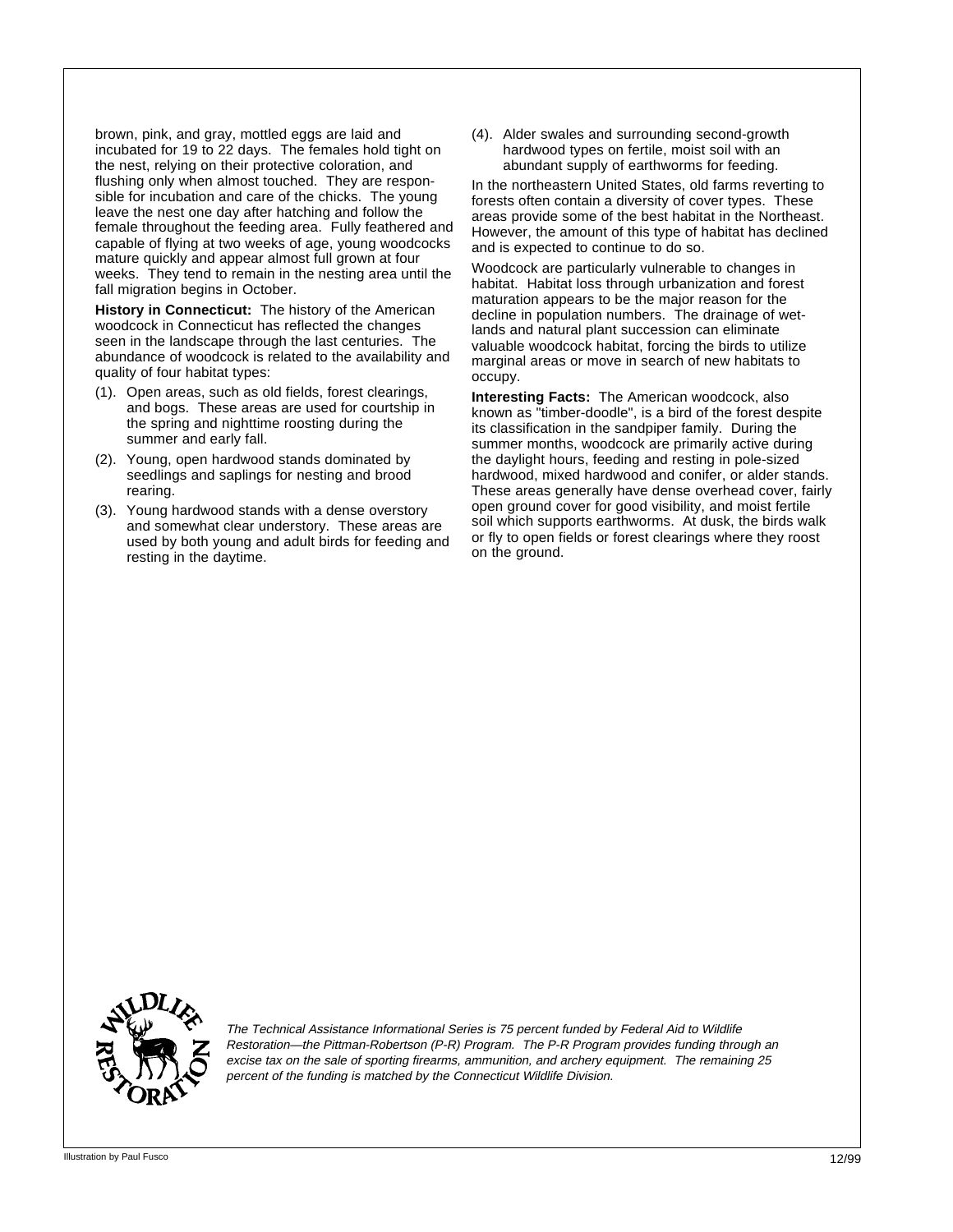brown, pink, and gray, mottled eggs are laid and incubated for 19 to 22 days. The females hold tight on the nest, relying on their protective coloration, and flushing only when almost touched. They are responsible for incubation and care of the chicks. The young leave the nest one day after hatching and follow the female throughout the feeding area. Fully feathered and capable of flying at two weeks of age, young woodcocks mature quickly and appear almost full grown at four weeks. They tend to remain in the nesting area until the fall migration begins in October.

**History in Connecticut:** The history of the American woodcock in Connecticut has reflected the changes seen in the landscape through the last centuries. The abundance of woodcock is related to the availability and quality of four habitat types:

(1). Open areas, such as old fields, forest clearings, and bogs. These areas are used for courtship in the spring and nighttime roosting during the summer and early fall.

(2). Young, open hardwood stands dominated by seedlings and saplings for nesting and brood rearing.

(3). Young hardwood stands with a dense overstory and somewhat clear understory. These areas are used by both young and adult birds for feeding and resting in the daytime.

(4). Alder swales and surrounding second-growth hardwood types on fertile, moist soil with an abundant supply of earthworms for feeding.

In the northeastern United States, old farms reverting to forests often contain a diversity of cover types. These areas provide some of the best habitat in the Northeast. However, the amount of this type of habitat has declined and is expected to continue to do so.

Woodcock are particularly vulnerable to changes in habitat. Habitat loss through urbanization and forest maturation appears to be the major reason for the decline in population numbers. The drainage of wetlands and natural plant succession can eliminate valuable woodcock habitat, forcing the birds to utilize marginal areas or move in search of new habitats to occupy.

**Interesting Facts:** The American woodcock, also known as "timber-doodle", is a bird of the forest despite its classification in the sandpiper family. During the summer months, woodcock are primarily active during the daylight hours, feeding and resting in pole-sized hardwood, mixed hardwood and conifer, or alder stands. These areas generally have dense overhead cover, fairly open ground cover for good visibility, and moist fertile soil which supports earthworms. At dusk, the birds walk or fly to open fields or forest clearings where they roost on the ground.

WILDLIFE RESTORATION

*The Technical Assistance Informational Series is 75 percent funded by Federal Aid to Wildlife Restoration—the Pittman-Robertson (P-R) Program. The P-R Program provides funding through an excise tax on the sale of sporting firearms, ammunition, and archery equipment. The remaining 25 percent of the funding is matched by the Connecticut Wildlife Division.*

Illustration by Paul Fusco

12/99